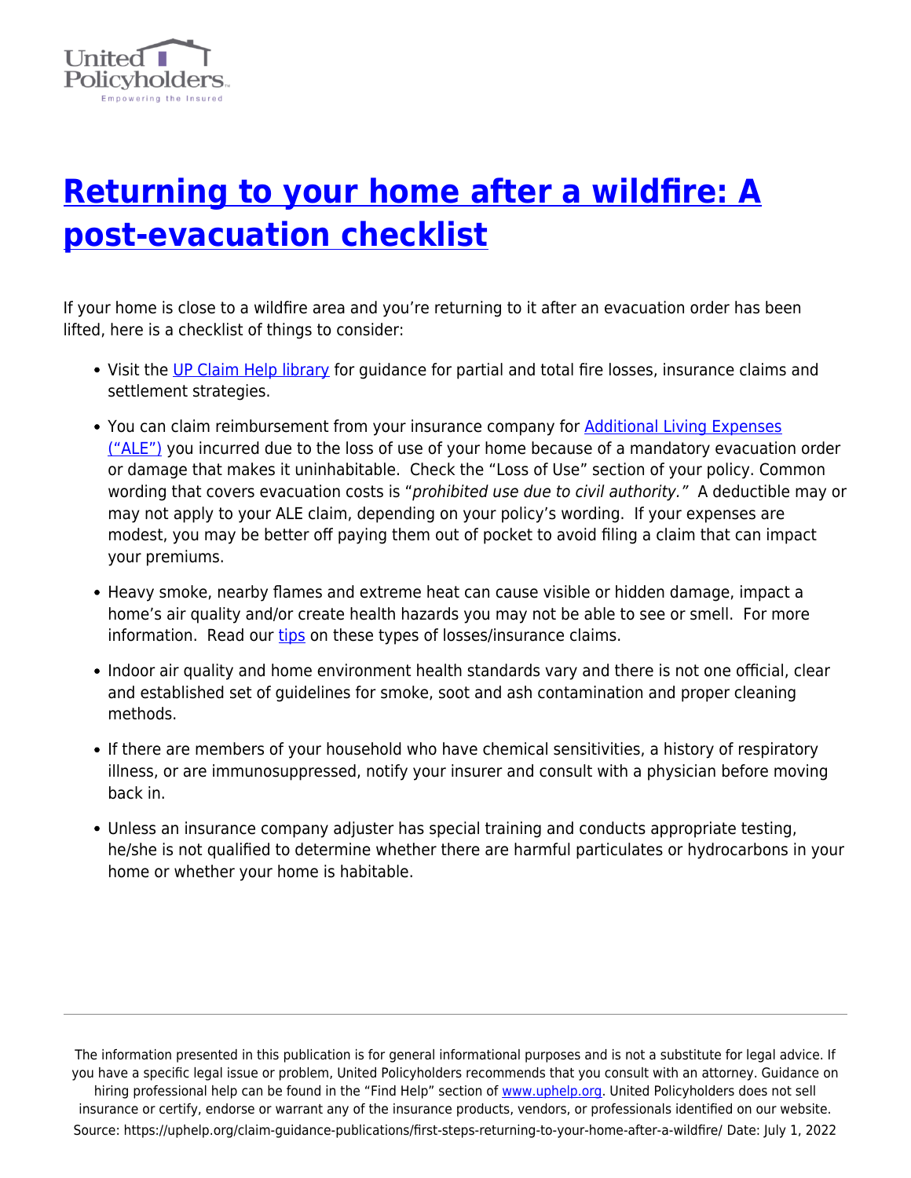# [Returning to your home after a wildfire: A post-evacuation checklist]()

If your home is close to a wildfire area and you're returning to it after an evacuation order has been lifted, here is a checklist of things to consider:

- Visit the [UP Claim Help library]() for guidance for partial and total fire losses, insurance claims and settlement strategies.
- You can claim reimbursement from your insurance company for [Additional Living Expenses ("ALE")]() you incurred due to the loss of use of your home because of a mandatory evacuation order or damage that makes it uninhabitable. Check the "Loss of Use" section of your policy. Common wording that covers evacuation costs is "*prohibited use due to civil authority.*" A deductible may or may not apply to your ALE claim, depending on your policy's wording. If your expenses are modest, you may be better off paying them out of pocket to avoid filing a claim that can impact your premiums.
- Heavy smoke, nearby flames and extreme heat can cause visible or hidden damage, impact a home's air quality and/or create health hazards you may not be able to see or smell. For more information. Read our [tips]() on these types of losses/insurance claims.
- Indoor air quality and home environment health standards vary and there is not one official, clear and established set of guidelines for smoke, soot and ash contamination and proper cleaning methods.
- If there are members of your household who have chemical sensitivities, a history of respiratory illness, or are immunosuppressed, notify your insurer and consult with a physician before moving back in.
- Unless an insurance company adjuster has special training and conducts appropriate testing, he/she is not qualified to determine whether there are harmful particulates or hydrocarbons in your home or whether your home is habitable.

---

The information presented in this publication is for general informational purposes and is not a substitute for legal advice. If you have a specific legal issue or problem, United Policyholders recommends that you consult with an attorney. Guidance on hiring professional help can be found in the "Find Help" section of [www.uphelp.org](www.uphelp.org). United Policyholders does not sell insurance or certify, endorse or warrant any of the insurance products, vendors, or professionals identified on our website.
Source: https://uphelp.org/claim-guidance-publications/first-steps-returning-to-your-home-after-a-wildfire/ Date: July 1, 2022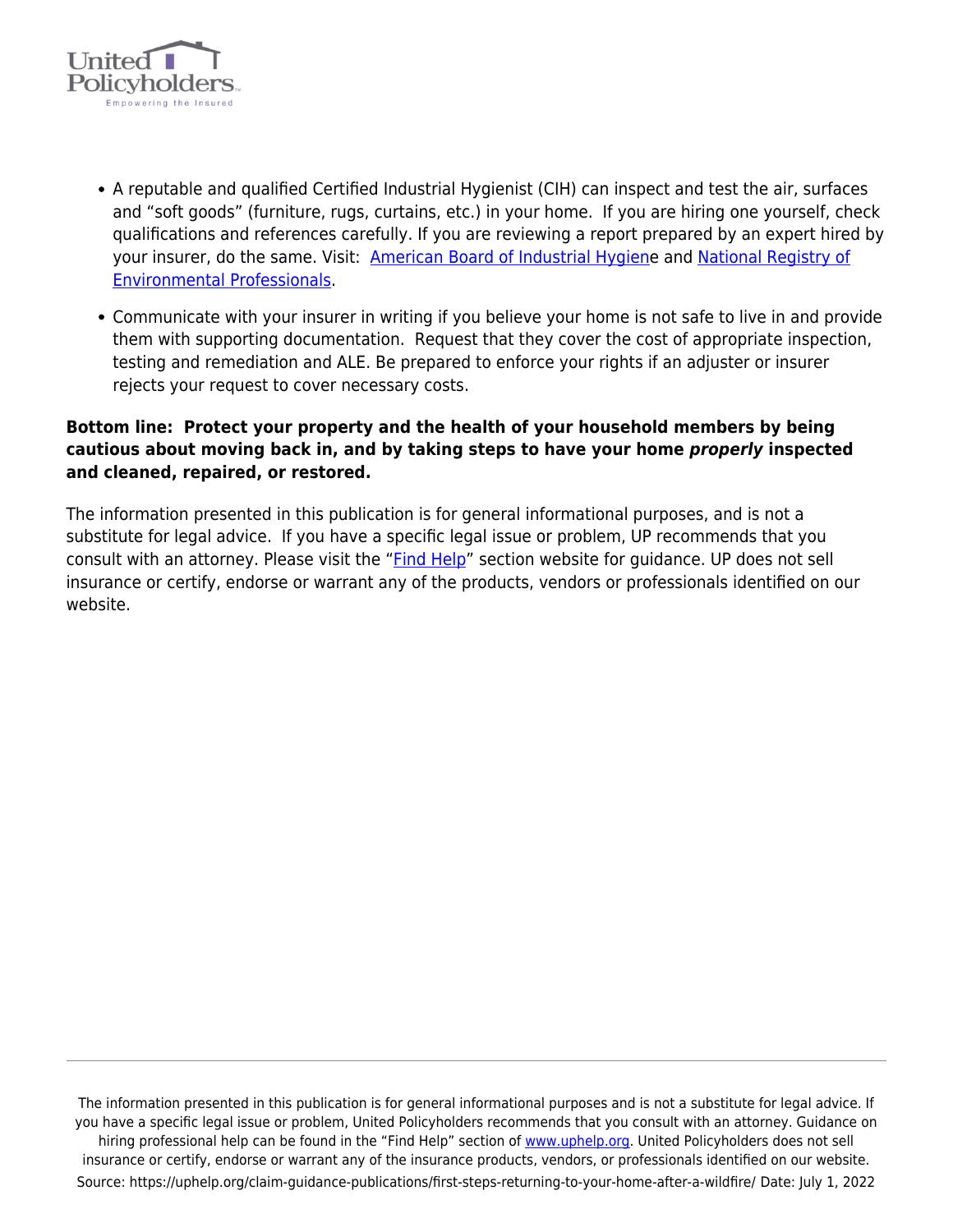- A reputable and qualified Certified Industrial Hygienist (CIH) can inspect and test the air, surfaces and “soft goods” (furniture, rugs, curtains, etc.) in your home. If you are hiring one yourself, check qualifications and references carefully. If you are reviewing a report prepared by an expert hired by your insurer, do the same. Visit: American Board of Industrial Hygiene and National Registry of Environmental Professionals.
- Communicate with your insurer in writing if you believe your home is not safe to live in and provide them with supporting documentation. Request that they cover the cost of appropriate inspection, testing and remediation and ALE. Be prepared to enforce your rights if an adjuster or insurer rejects your request to cover necessary costs.

**Bottom line: Protect your property and the health of your household members by being cautious about moving back in, and by taking steps to have your home *properly* inspected and cleaned, repaired, or restored.**

The information presented in this publication is for general informational purposes, and is not a substitute for legal advice. If you have a specific legal issue or problem, UP recommends that you consult with an attorney. Please visit the “Find Help” section website for guidance. UP does not sell insurance or certify, endorse or warrant any of the products, vendors or professionals identified on our website.